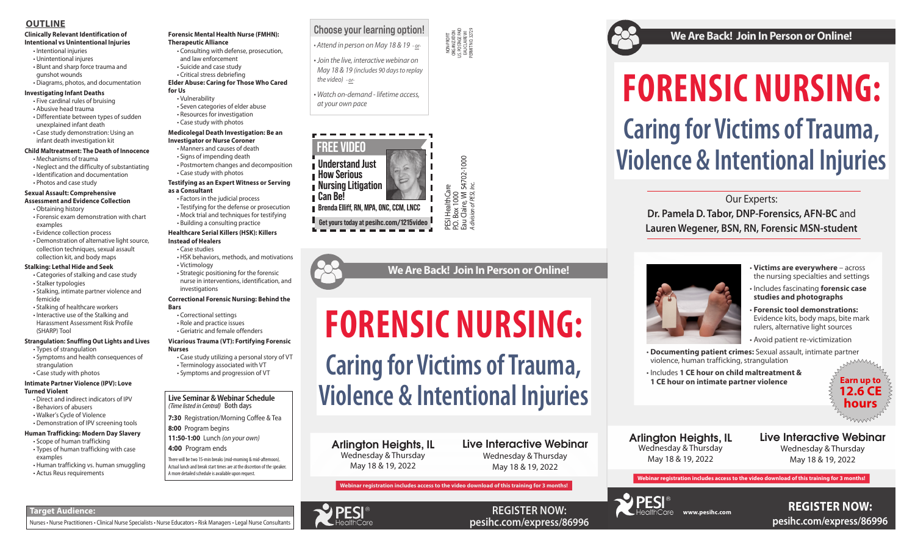## OUTLINE

**Clinically Relevant Identification of Intentional vs Unintentional Injuries**
- Intentional injuries
- Unintentional injuries
- Blunt and sharp force trauma and gunshot wounds
- Diagrams, photos, and documentation

**Investigating Infant Deaths**
- Five cardinal rules of bruising
- Abusive head trauma
- Differentiate between types of sudden unexplained infant death
- Case study demonstration: Using an infant death investigation kit

**Child Maltreatment: The Death of Innocence**
- Mechanisms of trauma
- Neglect and the difficulty of substantiating
- Identification and documentation
- Photos and case study

**Sexual Assault: Comprehensive Assessment and Evidence Collection**
- Obtaining history
- Forensic exam demonstration with chart examples
- Evidence collection process
- Demonstration of alternative light source, collection techniques, sexual assault collection kit, and body maps

**Stalking: Lethal Hide and Seek**
- Categories of stalking and case study
- Stalker typologies
- Stalking, intimate partner violence and femicide
- Stalking of healthcare workers
- Interactive use of the Stalking and Harassment Assessment Risk Profile (SHARP) Tool

**Strangulation: Snuffing Out Lights and Lives**
- Types of strangulation
- Symptoms and health consequences of strangulation
- Case study with photos

**Intimate Partner Violence (IPV): Love Turned Violent**
- Direct and indirect indicators of IPV
- Behaviors of abusers
- Walker's Cycle of Violence
- Demonstration of IPV screening tools

**Human Trafficking: Modern Day Slavery**
- Scope of human trafficking
- Types of human trafficking with case examples
- Human trafficking vs. human smuggling
- Actus Reus requirements

**Forensic Mental Health Nurse (FMHN): Therapeutic Alliance**
- Consulting with defense, prosecution, and law enforcement
- Suicide and case study
- Critical stress debriefing

**Elder Abuse: Caring for Those Who Cared for Us**
- Vulnerability
- Seven categories of elder abuse
- Resources for investigation
- Case study with photos

**Medicolegal Death Investigation: Be an Investigator or Nurse Coroner**
- Manners and causes of death
- Signs of impending death
- Postmortem changes and decomposition
- Case study with photos

**Testifying as an Expert Witness or Serving as a Consultant**
- Factors in the judicial process
- Testifying for the defense or prosecution
- Mock trial and techniques for testifying
- Building a consulting practice

**Healthcare Serial Killers (HSK): Killers Instead of Healers**
- Case studies
- HSK behaviors, methods, and motivations
- Victimology
- Strategic positioning for the forensic nurse in interventions, identification, and investigations

**Correctional Forensic Nursing: Behind the Bars**
- Correctional settings
- Role and practice issues
- Geriatric and female offenders

**Vicarious Trauma (VT): Fortifying Forensic Nurses**
- Case study utilizing a personal story of VT
- Terminology associated with VT
- Symptoms and progression of VT

### Live Seminar & Webinar Schedule
*(Time listed in Central)* Both days

**7:30** Registration/Morning Coffee & Tea
**8:00** Program begins
**11:50-1:00** Lunch *(on your own)*
**4:00** Program ends

There will be two 15-min breaks (mid-morning & mid-afternoon). Actual lunch and break start times are at the discretion of the speaker. A more detailed schedule is available upon request.

**Target Audience:**
Nurses • Nurse Practitioners • Clinical Nurse Specialists • Nurse Educators • Risk Managers • Legal Nurse Consultants

## Choose your learning option!
- *Attend in person on May 18 & 19 - or-*
- *Join the live, interactive webinar on May 18 & 19 (includes 90 days to replay the video) - or-*
- *Watch on-demand - lifetime access, at your own pace*

NON-PROFIT ORGANIZATION U.S. POSTAGE PAID EAU CLAIRE WI PERMIT NO. 32729

**FREE VIDEO**
**Understand Just How Serious Nursing Litigation Can Be!**
**Brenda Elliff, RN, MPA, ONC, CCM, LNCC**
**Get yours today at pesihc.com/1215video**

PESI HealthCare
P.O. Box 1000
Eau Claire, WI 54702-1000
*A division of PESI, Inc.*

**We Are Back! Join In Person or Online!**

# FORENSIC NURSING:
## Caring for Victims of Trauma, Violence & Intentional Injuries

**Arlington Heights, IL**
Wednesday & Thursday
May 18 & 19, 2022

**Live Interactive Webinar**
Wednesday & Thursday
May 18 & 19, 2022

**Webinar registration includes access to the video download of this training for 3 months!**

PESI HealthCare

**REGISTER NOW:**
**pesihc.com/express/86996**

**We Are Back! Join In Person or Online!**

# FORENSIC NURSING:
## Caring for Victims of Trauma, Violence & Intentional Injuries

Our Experts:
**Dr. Pamela D. Tabor, DNP-Forensics, AFN-BC** and **Lauren Wegener, BSN, RN, Forensic MSN-student**

- **Victims are everywhere** – across the nursing specialties and settings
- Includes fascinating **forensic case studies and photographs**
- **Forensic tool demonstrations:** Evidence kits, body maps, bite mark rulers, alternative light sources
- Avoid patient re-victimization
- **Documenting patient crimes:** Sexual assault, intimate partner violence, human trafficking, strangulation
- Includes **1 CE hour on child maltreatment & 1 CE hour on intimate partner violence**

**Earn up to 12.6 CE hours**

**Arlington Heights, IL**
Wednesday & Thursday
May 18 & 19, 2022

**Live Interactive Webinar**
Wednesday & Thursday
May 18 & 19, 2022

**Webinar registration includes access to the video download of this training for 3 months!**

PESI HealthCare www.pesihc.com

**REGISTER NOW:**
**pesihc.com/express/86996**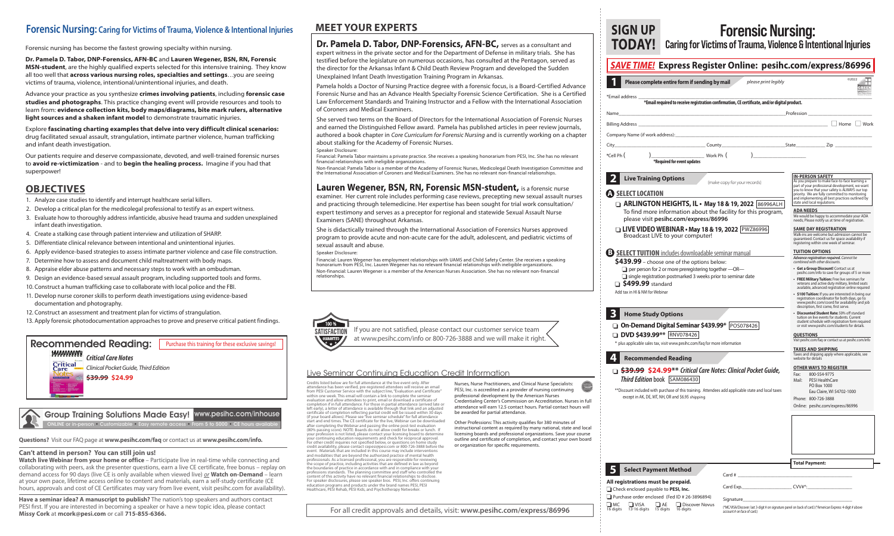## Forensic Nursing: Caring for Victims of Trauma, Violence & Intentional Injuries

Forensic nursing has become the fastest growing specialty within nursing.

**Dr. Pamela D. Tabor, DNP-Forensics, AFN-BC** and **Lauren Wegener, BSN, RN, Forensic MSN-student**, are the highly qualified experts selected for this intensive training. They know all too well that **across various nursing roles, specialties and settings**…you are seeing victims of trauma, violence, intentional/unintentional injuries, and death.

Advance your practice as you synthesize **crimes involving patients**, including **forensic case studies and photographs**. This practice changing event will provide resources and tools to learn from: **evidence collection kits, body maps/diagrams, bite mark rulers, alternative light sources and a shaken infant model** to demonstrate traumatic injuries.

Explore **fascinating charting examples that delve into very difficult clinical scenarios:** drug facilitated sexual assault, strangulation, intimate partner violence, human trafficking and infant death investigation.

Our patients require and deserve compassionate, devoted, and well-trained forensic nurses to **avoid re-victimization** - and to **begin the healing process.** Imagine if you had that superpower!

## OBJECTIVES

1. Analyze case studies to identify and interrupt healthcare serial killers.
2. Develop a critical plan for the medicolegal professional to testify as an expert witness.
3. Evaluate how to thoroughly address infanticide, abusive head trauma and sudden unexplained infant death investigation.
4. Create a stalking case through patient interview and utilization of SHARP.
5. Differentiate clinical relevance between intentional and unintentional injuries.
6. Apply evidence-based strategies to assess intimate partner violence and case file construction.
7. Determine how to assess and document child maltreatment with body maps.
8. Appraise elder abuse patterns and necessary steps to work with an ombudsman.
9. Design an evidence-based sexual assault program, including supported tools and forms.
10. Construct a human trafficking case to collaborate with local police and the FBI.
11. Develop nurse coroner skills to perform death investigations using evidence-based documentation and photography.
12. Construct an assessment and treatment plan for victims of strangulation.
13. Apply forensic photodocumentation approaches to prove and preserve critical patient findings.

### Recommended Reading:

Purchase this training for these exclusive savings!

*Critical Care Notes*
*Clinical Pocket Guide, Third Edition*
~~$39.99~~ **$24.99**

### Group Training Solutions Made Easy! www.pesihc.com/inhouse

ONLINE or in-person • Customizable • Easy remote access • From 5 to 5000 • CE hours available

**Questions?** Visit our FAQ page at **www.pesihc.com/faq** or contact us at **www.pesihc.com/info.**

**Can't attend in person? You can still join us!**
**Watch live Webinar from your home or office** – Participate live in real-time while connecting and collaborating with peers, ask the presenter questions, earn a live CE certificate, free bonus – replay on demand access for 90 days (live CE is only available when viewed live) or **Watch on-Demand** – learn at your own pace, lifetime access online to content and materials, earn a self-study certificate (CE hours, approvals and cost of CE Certificates may vary from live event, visit pesihc.com for availability).

**Have a seminar idea? A manuscript to publish?** The nation's top speakers and authors contact PESI first. If you are interested in becoming a speaker or have a new topic idea, please contact **Missy Cork** at **mcork@pesi.com** or call **715-855-6366.**

## MEET YOUR EXPERTS

**Dr. Pamela D. Tabor, DNP-Forensics, AFN-BC,** serves as a consultant and expert witness in the private sector and for the Department of Defense in military trials. She has testified before the legislature on numerous occasions, has consulted at the Pentagon, served as the director for the Arkansas Infant & Child Death Review Program and developed the Sudden Unexplained Infant Death Investigation Training Program in Arkansas.

Pamela holds a Doctor of Nursing Practice degree with a forensic focus, is a Board-Certified Advance Forensic Nurse and has an Advance Health Specialty Forensic Science Certification. She is a Certified Law Enforcement Standards and Training Instructor and a Fellow with the International Association of Coroners and Medical Examiners.

She served two terms on the Board of Directors for the International Association of Forensic Nurses and earned the Distinguished Fellow award. Pamela has published articles in peer review journals, authored a book chapter in *Core Curriculum for Forensic Nursing* and is currently working on a chapter about stalking for the Academy of Forensic Nurses.

Speaker Disclosure:
Financial: Pamela Tabor maintains a private practice. She receives a speaking honorarium from PESI, Inc. She has no relevant financial relationships with ineligible organizations.
Non-financial: Pamela Tabor is a member of the Academy of Forensic Nurses, Medicolegal Death Investigation Committee and the International Association of Coroners and Medical Examiners. She has no relevant non-financial relationships.

**Lauren Wegener, BSN, RN, Forensic MSN-student,** is a forensic nurse examiner. Her current role includes performing case reviews, precepting new sexual assault nurses and practicing through telemedicine. Her expertise has been sought for trial work consultation/expert testimony and serves as a preceptor for regional and statewide Sexual Assault Nurse Examiners (SANE) throughout Arkansas.

She is didactically trained through the International Association of Forensics Nurses approved program to provide acute and non-acute care for the adult, adolescent, and pediatric victims of sexual assault and abuse.

Speaker Disclosure:
Financial: Lauren Wegener has employment relationships with UAMS and Child Safety Center. She receives a speaking honorarium from PESI, Inc. Lauren Wegener has no relevant financial relationships with ineligible organizations.
Non-financial: Lauren Wegener is a member of the American Nurses Association. She has no relevant non-financial relationships.

**100% SATISFACTION GUARANTEED** If you are not satisfied, please contact our customer service team at www.pesihc.com/info or 800-726-3888 and we will make it right.

### Live Seminar Continuing Education Credit Information

Credits listed below are for full attendance at the live event only. After attendance has been verified, pre-registered attendees will receive an email from PESI Customer Service with the subject line, "Evaluation and Certificate" within one week. This email will contain a link to complete the seminar evaluation and allow attendees to print, email or download a certificate of completion if in full attendance. For those in partial attendance (arrived late or left early), a letter of attendance is available through that link and an adjusted certificate of completion reflecting partial credit will be issued within 30 days (if your board allows). Please see "live seminar schedule" for full attendance start and end times. The CE certificate for the live, Webinar can be downloaded after completing the Webinar and passing the online post-test evaluation (80% passing score). NOTE: Boards do not allow credit for breaks or lunch. If your profession is not listed, please contact your licensing board to determine your continuing education requirements and check for reciprocal approval. For other credit inquiries not specified below, or questions on home study credit availability, please contact cepesi@pesi.com or 800-726-3888 before the event. Materials that are included in this course may include interventions and modalities that are beyond the authorized practice of mental health professionals. As a licensed professional, you are responsible for reviewing the scope of practice, including activities that are defined in law as beyond the boundaries of practice in accordance with and in compliance with your professions standards. The planning committee and staff who controlled the content of this activity have no relevant financial relationships to disclose. For speaker disclosures, please see speaker bios. PESI, Inc. offers continuing education programs and products under the brand names PESI, PESI Healthcare, PESI Rehab, PESI Kids, and Psychotherapy Networker.

Nurses, Nurse Practitioners, and Clinical Nurse Specialists: PESI, Inc. is accredited as a provider of nursing continuing professional development by the American Nurses Credentialing Center's Commission on Accreditation. Nurses in full attendance will earn 12.5 contact hours. Partial contact hours will be awarded for partial attendance.

Other Professions: This activity qualifies for 380 minutes of instructional content as required by many national, state and local licensing boards and professional organizations. Save your course outline and certificate of completion, and contact your own board or organization for specific requirements.

For all credit approvals and details, visit: **www.pesihc.com/express/86996**

## SIGN UP TODAY! Forensic Nursing: Caring for Victims of Trauma, Violence & Intentional Injuries

### *SAVE TIME!* Express Register Online: pesihc.com/express/86996

**1 Please complete entire form if sending by mail** *please print legibly*

*Email address ____________________
*Email required to receive registration confirmation, CE certificate, and/or digital product.

Name ____________________ Profession ____________________

Billing Address ____________________ ☐ Home ☐ Work

Company Name (if work address): ____________________

City ____________________ County ____________________ State ______ Zip ______

*Cell Ph ( ) ____________________ Work Ph ( ) ____________________
*Required for event updates

**2 Live Training Options** (make copy for your records)

**A SELECT LOCATION**

☐ **ARLINGTON HEIGHTS, IL • May 18 & 19, 2022** 86996ALH
To find more information about the facility for this program, please visit **pesihc.com/express/86996**

☐ **LIVE VIDEO WEBINAR • May 18 & 19, 2022** PWZ86996
Broadcast LIVE to your computer!

**B SELECT TUITION** includes downloadable seminar manual

**$439.99** – choose one of the options below:
☐ per person for 2 or more preregistering together —OR—
☐ single registration postmarked 3 weeks prior to seminar date

☐ **$499.99** standard

Add tax in HI & NM for Webinar

**3 Home Study Options**

☐ **On-Demand Digital Seminar $439.99*** POS078426

☐ **DVD $439.99**** RNV078426

\* plus applicable sales tax, visit www.pesihc.com/faq for more information

**4 Recommended Reading**

☐ ~~$39.99~~ **$24.99**** *Critical Care Notes: Clinical Pocket Guide, Third Edition* book SAM086430

**Discount included with purchase of this training. Attendees add applicable state and local taxes except in AK, DE, MT, NH, OR and $6.95 shipping

**5 Select Payment Method**

**All registrations must be prepaid.**
☐ Check enclosed payable to **PESI, Inc.**
☐ Purchase order enclosed (Fed ID # 26-3896894)
☐ MC 16 digits ☐ VISA 13-16 digits ☐ AE 15 digits ☐ Discover Novus 16 digits

Card # ____________________
Card Exp.__________ CVV#*:__________
Signature ____________________
(*MC/VISA/Discover: last 3-digit # on signature panel on back of card.) (*American Express: 4-digit # above account # on face of card.)

**Total Payment:**

**IN-PERSON SAFETY**
As you prepare to make face-to-face learning a part of your professional development, we want you to know that your safety is ALWAYS our top priority. We are fully committed to monitoring and implementing all best practices outlined by state and local regulations.

**ADA NEEDS**
We would be happy to accommodate your ADA needs; Please notify us at time of registration.

**SAME DAY REGISTRATION**
Walk-ins are welcome but admission cannot be guaranteed. Contact us for space availability if registering within one week of seminar.

**TUITION OPTIONS**
*Advance registration required. Cannot be combined with other discounts.*

- **Get a Group Discount!** Contact us at pesihc.com/info to save for groups of 5 or more
- **FREE Military Tuition:** Free live seminars for veterans and active duty military, limited seats available, advanced registration online required
- **$100 Tuition:** If you are interested in being our registration coordinator for both days, go to: www.pesihc.com/coord for availability and job description, first come, first serve.
- **Discounted Student Rate:** 50% off standard tuition on live events for students. Current student schedule with registration form required or visit www.pesihc.com/students for details.

**QUESTIONS**
Visit pesihc.com/faq or contact us at pesihc.com/info

**TAXES AND SHIPPING**
Taxes and shipping apply where applicable, see website for details

**OTHER WAYS TO REGISTER**
Fax: 800-554-9775
Mail: PESI HealthCare, PO Box 1000, Eau Claire, WI 54702-1000
Phone: 800-726-3888
Online: pesihc.com/express/86996